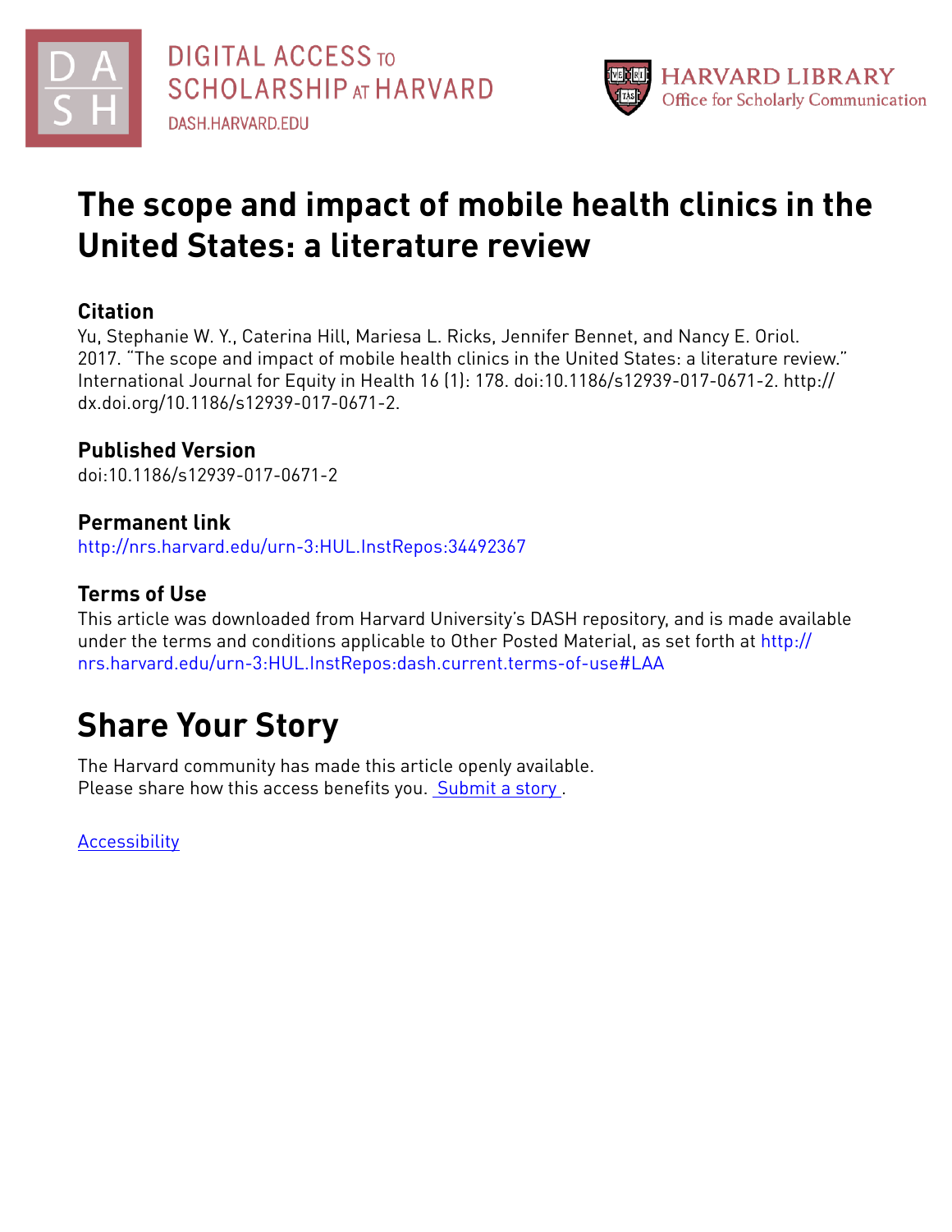DIGITAL ACCESS TO SCHOLARSHIP AT HARVARD
DASH.HARVARD.EDU

HARVARD LIBRARY
Office for Scholarly Communication

# The scope and impact of mobile health clinics in the United States: a literature review

## Citation

Yu, Stephanie W. Y., Caterina Hill, Mariesa L. Ricks, Jennifer Bennet, and Nancy E. Oriol. 2017. "The scope and impact of mobile health clinics in the United States: a literature review." International Journal for Equity in Health 16 (1): 178. doi:10.1186/s12939-017-0671-2. http://dx.doi.org/10.1186/s12939-017-0671-2.

## Published Version

doi:10.1186/s12939-017-0671-2

## Permanent link

http://nrs.harvard.edu/urn-3:HUL.InstRepos:34492367

## Terms of Use

This article was downloaded from Harvard University's DASH repository, and is made available under the terms and conditions applicable to Other Posted Material, as set forth at http://nrs.harvard.edu/urn-3:HUL.InstRepos:dash.current.terms-of-use#LAA

# Share Your Story

The Harvard community has made this article openly available.
Please share how this access benefits you. Submit a story .

Accessibility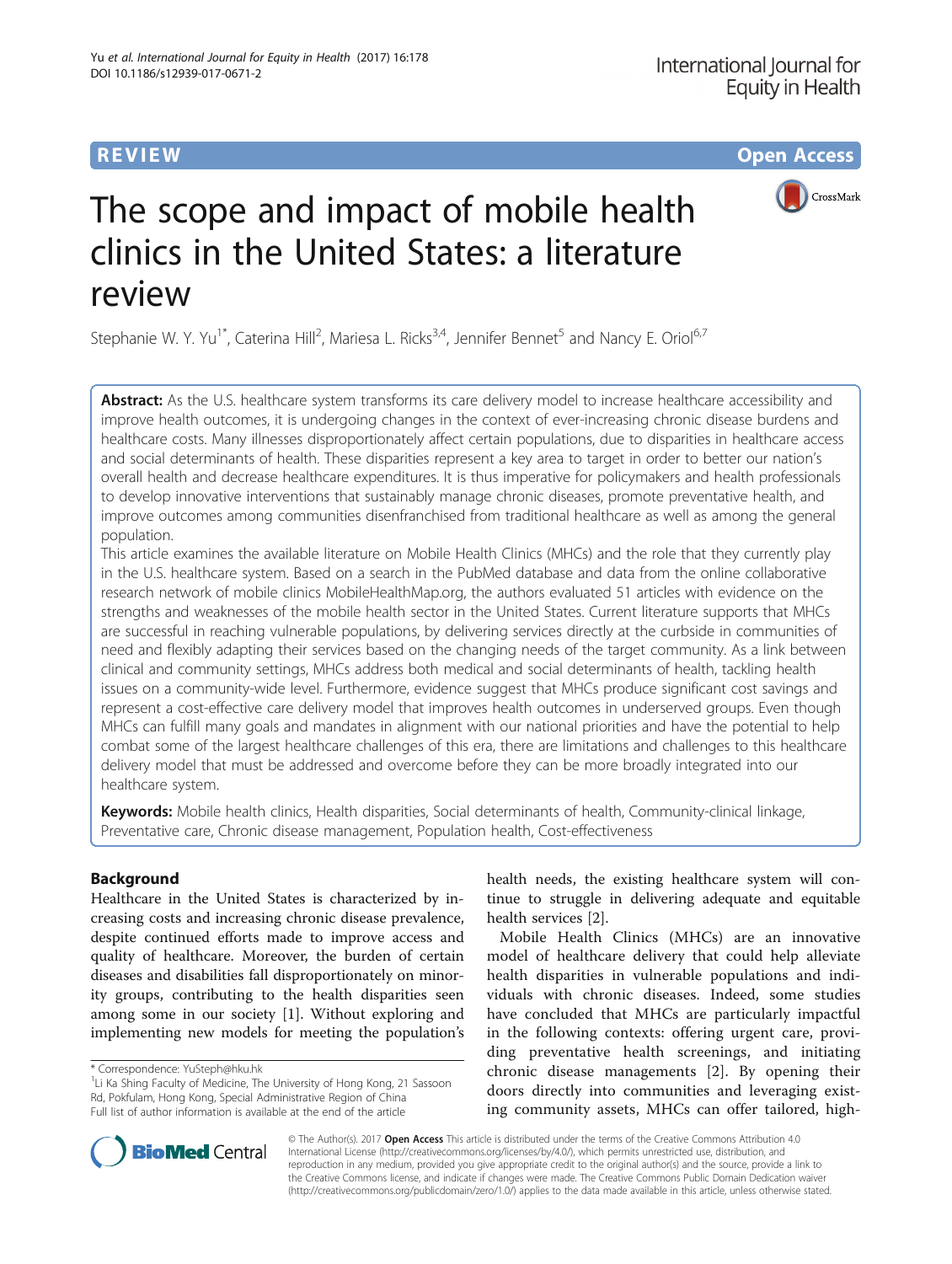# The scope and impact of mobile health clinics in the United States: a literature review

Stephanie W. Y. Yu[1*], Caterina Hill[2], Mariesa L. Ricks[3,4], Jennifer Bennet[5] and Nancy E. Oriol[6,7]

**REVIEW** **Open Access**

**Abstract:** As the U.S. healthcare system transforms its care delivery model to increase healthcare accessibility and improve health outcomes, it is undergoing changes in the context of ever-increasing chronic disease burdens and healthcare costs. Many illnesses disproportionately affect certain populations, due to disparities in healthcare access and social determinants of health. These disparities represent a key area to target in order to better our nation's overall health and decrease healthcare expenditures. It is thus imperative for policymakers and health professionals to develop innovative interventions that sustainably manage chronic diseases, promote preventative health, and improve outcomes among communities disenfranchised from traditional healthcare as well as among the general population.

This article examines the available literature on Mobile Health Clinics (MHCs) and the role that they currently play in the U.S. healthcare system. Based on a search in the PubMed database and data from the online collaborative research network of mobile clinics MobileHealthMap.org, the authors evaluated 51 articles with evidence on the strengths and weaknesses of the mobile health sector in the United States. Current literature supports that MHCs are successful in reaching vulnerable populations, by delivering services directly at the curbside in communities of need and flexibly adapting their services based on the changing needs of the target community. As a link between clinical and community settings, MHCs address both medical and social determinants of health, tackling health issues on a community-wide level. Furthermore, evidence suggest that MHCs produce significant cost savings and represent a cost-effective care delivery model that improves health outcomes in underserved groups. Even though MHCs can fulfill many goals and mandates in alignment with our national priorities and have the potential to help combat some of the largest healthcare challenges of this era, there are limitations and challenges to this healthcare delivery model that must be addressed and overcome before they can be more broadly integrated into our healthcare system.

**Keywords:** Mobile health clinics, Health disparities, Social determinants of health, Community-clinical linkage, Preventative care, Chronic disease management, Population health, Cost-effectiveness

## Background

Healthcare in the United States is characterized by increasing costs and increasing chronic disease prevalence, despite continued efforts made to improve access and quality of healthcare. Moreover, the burden of certain diseases and disabilities fall disproportionately on minority groups, contributing to the health disparities seen among some in our society [1]. Without exploring and implementing new models for meeting the population's health needs, the existing healthcare system will continue to struggle in delivering adequate and equitable health services [2].

Mobile Health Clinics (MHCs) are an innovative model of healthcare delivery that could help alleviate health disparities in vulnerable populations and individuals with chronic diseases. Indeed, some studies have concluded that MHCs are particularly impactful in the following contexts: offering urgent care, providing preventative health screenings, and initiating chronic disease managements [2]. By opening their doors directly into communities and leveraging existing community assets, MHCs can offer tailored, high-

\* Correspondence: YuSteph@hku.hk

[1]Li Ka Shing Faculty of Medicine, The University of Hong Kong, 21 Sassoon Rd, Pokfulam, Hong Kong, Special Administrative Region of China

Full list of author information is available at the end of the article

© The Author(s). 2017 **Open Access** This article is distributed under the terms of the Creative Commons Attribution 4.0 International License (http://creativecommons.org/licenses/by/4.0/), which permits unrestricted use, distribution, and reproduction in any medium, provided you give appropriate credit to the original author(s) and the source, provide a link to the Creative Commons license, and indicate if changes were made. The Creative Commons Public Domain Dedication waiver (http://creativecommons.org/publicdomain/zero/1.0/) applies to the data made available in this article, unless otherwise stated.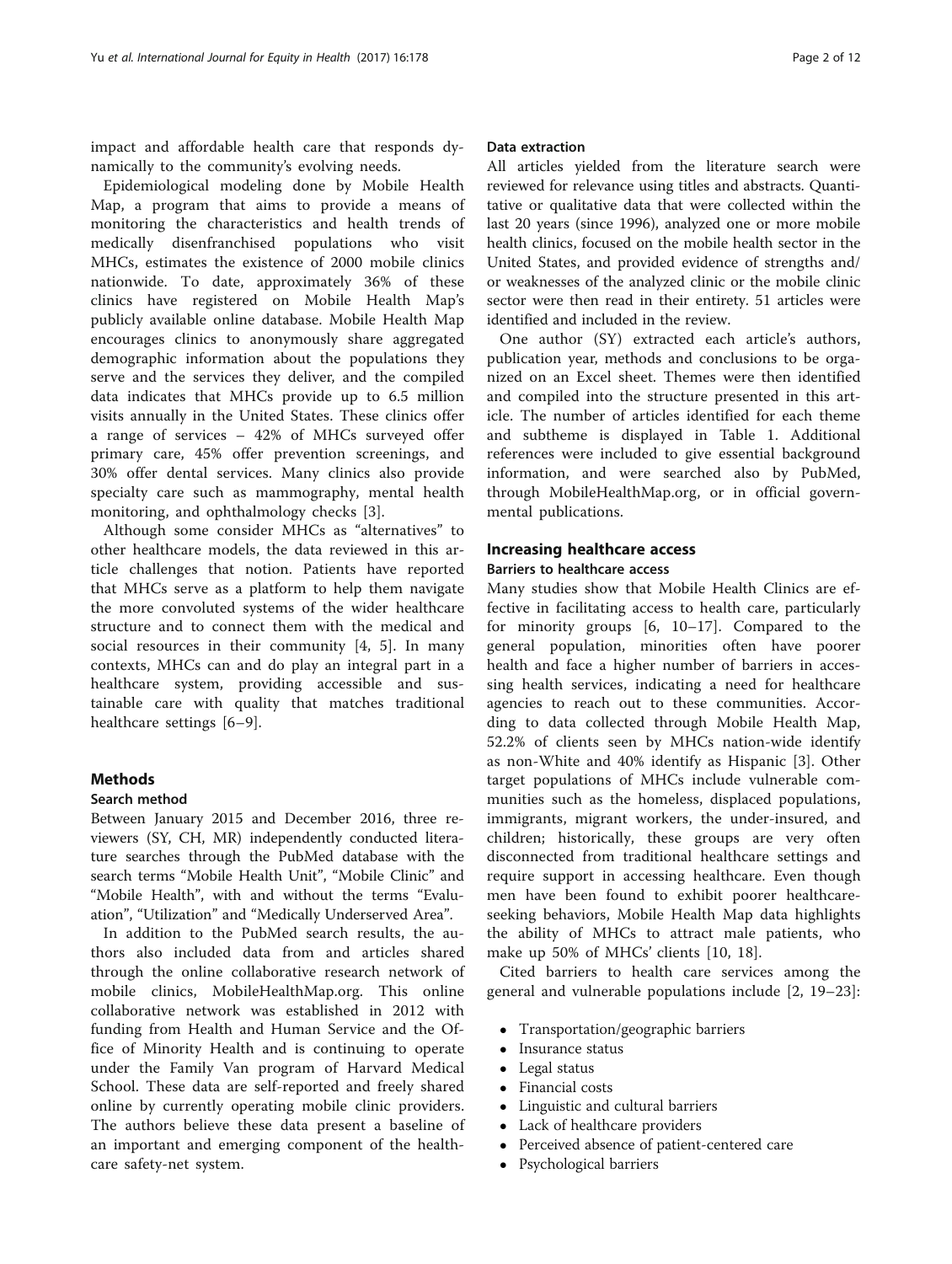impact and affordable health care that responds dynamically to the community's evolving needs.

Epidemiological modeling done by Mobile Health Map, a program that aims to provide a means of monitoring the characteristics and health trends of medically disenfranchised populations who visit MHCs, estimates the existence of 2000 mobile clinics nationwide. To date, approximately 36% of these clinics have registered on Mobile Health Map's publicly available online database. Mobile Health Map encourages clinics to anonymously share aggregated demographic information about the populations they serve and the services they deliver, and the compiled data indicates that MHCs provide up to 6.5 million visits annually in the United States. These clinics offer a range of services – 42% of MHCs surveyed offer primary care, 45% offer prevention screenings, and 30% offer dental services. Many clinics also provide specialty care such as mammography, mental health monitoring, and ophthalmology checks [3].

Although some consider MHCs as "alternatives" to other healthcare models, the data reviewed in this article challenges that notion. Patients have reported that MHCs serve as a platform to help them navigate the more convoluted systems of the wider healthcare structure and to connect them with the medical and social resources in their community [4, 5]. In many contexts, MHCs can and do play an integral part in a healthcare system, providing accessible and sustainable care with quality that matches traditional healthcare settings [6–9].

## Methods

### Search method

Between January 2015 and December 2016, three reviewers (SY, CH, MR) independently conducted literature searches through the PubMed database with the search terms "Mobile Health Unit", "Mobile Clinic" and "Mobile Health", with and without the terms "Evaluation", "Utilization" and "Medically Underserved Area".

In addition to the PubMed search results, the authors also included data from and articles shared through the online collaborative research network of mobile clinics, MobileHealthMap.org. This online collaborative network was established in 2012 with funding from Health and Human Service and the Office of Minority Health and is continuing to operate under the Family Van program of Harvard Medical School. These data are self-reported and freely shared online by currently operating mobile clinic providers. The authors believe these data present a baseline of an important and emerging component of the healthcare safety-net system.

### Data extraction

All articles yielded from the literature search were reviewed for relevance using titles and abstracts. Quantitative or qualitative data that were collected within the last 20 years (since 1996), analyzed one or more mobile health clinics, focused on the mobile health sector in the United States, and provided evidence of strengths and/or weaknesses of the analyzed clinic or the mobile clinic sector were then read in their entirety. 51 articles were identified and included in the review.

One author (SY) extracted each article's authors, publication year, methods and conclusions to be organized on an Excel sheet. Themes were then identified and compiled into the structure presented in this article. The number of articles identified for each theme and subtheme is displayed in Table 1. Additional references were included to give essential background information, and were searched also by PubMed, through MobileHealthMap.org, or in official governmental publications.

## Increasing healthcare access

### Barriers to healthcare access

Many studies show that Mobile Health Clinics are effective in facilitating access to health care, particularly for minority groups [6, 10–17]. Compared to the general population, minorities often have poorer health and face a higher number of barriers in accessing health services, indicating a need for healthcare agencies to reach out to these communities. According to data collected through Mobile Health Map, 52.2% of clients seen by MHCs nation-wide identify as non-White and 40% identify as Hispanic [3]. Other target populations of MHCs include vulnerable communities such as the homeless, displaced populations, immigrants, migrant workers, the under-insured, and children; historically, these groups are very often disconnected from traditional healthcare settings and require support in accessing healthcare. Even though men have been found to exhibit poorer healthcare-seeking behaviors, Mobile Health Map data highlights the ability of MHCs to attract male patients, who make up 50% of MHCs' clients [10, 18].

Cited barriers to health care services among the general and vulnerable populations include [2, 19–23]:

- Transportation/geographic barriers
- Insurance status
- Legal status
- Financial costs
- Linguistic and cultural barriers
- Lack of healthcare providers
- Perceived absence of patient-centered care
- Psychological barriers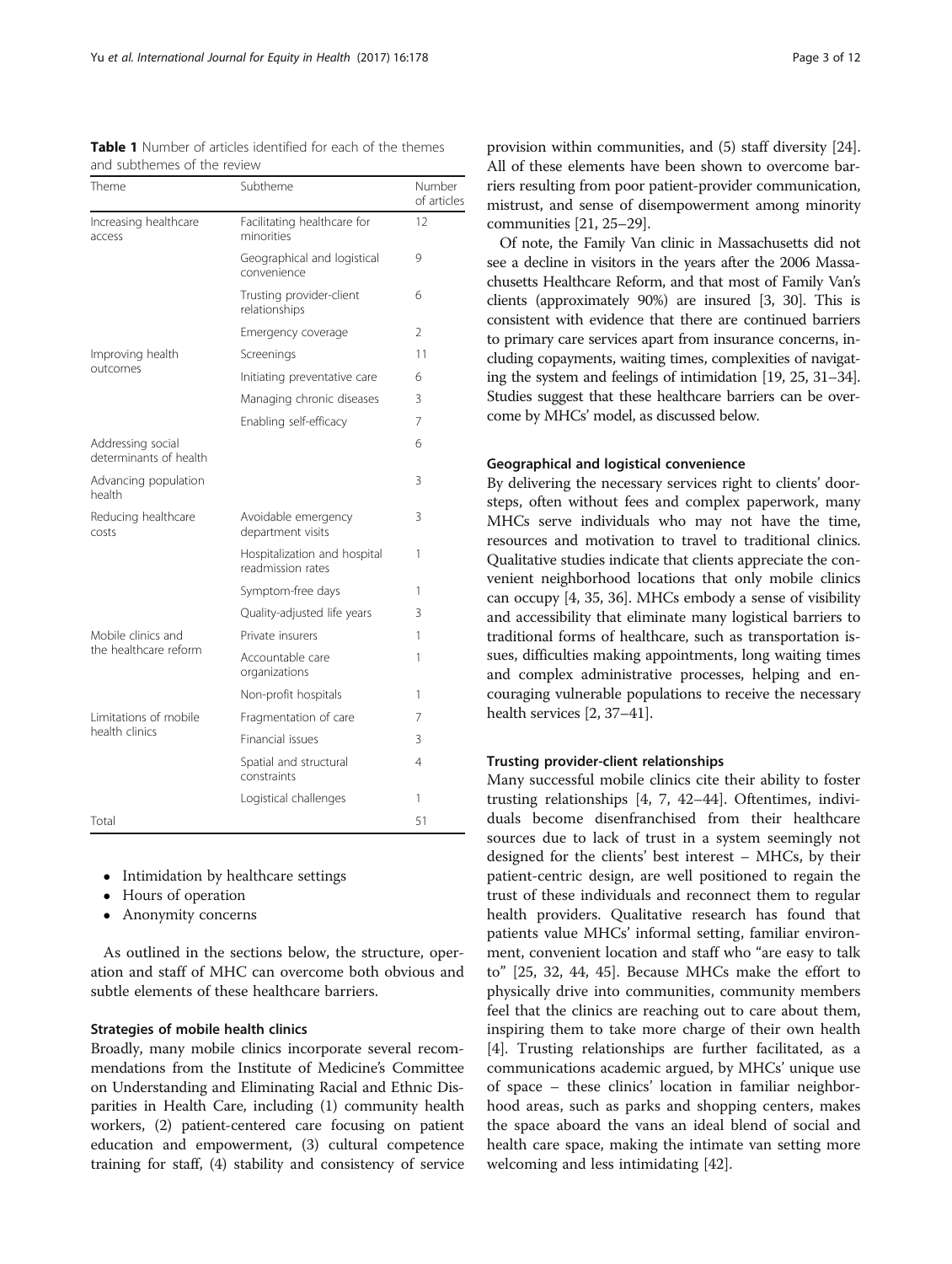**Table 1** Number of articles identified for each of the themes and subthemes of the review

| Theme | Subtheme | Number of articles |
|---|---|---|
| Increasing healthcare access | Facilitating healthcare for minorities | 12 |
| | Geographical and logistical convenience | 9 |
| | Trusting provider-client relationships | 6 |
| | Emergency coverage | 2 |
| Improving health outcomes | Screenings | 11 |
| | Initiating preventative care | 6 |
| | Managing chronic diseases | 3 |
| | Enabling self-efficacy | 7 |
| Addressing social determinants of health | | 6 |
| Advancing population health | | 3 |
| Reducing healthcare costs | Avoidable emergency department visits | 3 |
| | Hospitalization and hospital readmission rates | 1 |
| | Symptom-free days | 1 |
| | Quality-adjusted life years | 3 |
| Mobile clinics and the healthcare reform | Private insurers | 1 |
| | Accountable care organizations | 1 |
| | Non-profit hospitals | 1 |
| Limitations of mobile health clinics | Fragmentation of care | 7 |
| | Financial issues | 3 |
| | Spatial and structural constraints | 4 |
| | Logistical challenges | 1 |
| Total | | 51 |

- Intimidation by healthcare settings
- Hours of operation
- Anonymity concerns

As outlined in the sections below, the structure, operation and staff of MHC can overcome both obvious and subtle elements of these healthcare barriers.

#### Strategies of mobile health clinics

Broadly, many mobile clinics incorporate several recommendations from the Institute of Medicine's Committee on Understanding and Eliminating Racial and Ethnic Disparities in Health Care, including (1) community health workers, (2) patient-centered care focusing on patient education and empowerment, (3) cultural competence training for staff, (4) stability and consistency of service provision within communities, and (5) staff diversity [24]. All of these elements have been shown to overcome barriers resulting from poor patient-provider communication, mistrust, and sense of disempowerment among minority communities [21, 25–29].

Of note, the Family Van clinic in Massachusetts did not see a decline in visitors in the years after the 2006 Massachusetts Healthcare Reform, and that most of Family Van's clients (approximately 90%) are insured [3, 30]. This is consistent with evidence that there are continued barriers to primary care services apart from insurance concerns, including copayments, waiting times, complexities of navigating the system and feelings of intimidation [19, 25, 31–34]. Studies suggest that these healthcare barriers can be overcome by MHCs' model, as discussed below.

#### Geographical and logistical convenience

By delivering the necessary services right to clients' doorsteps, often without fees and complex paperwork, many MHCs serve individuals who may not have the time, resources and motivation to travel to traditional clinics. Qualitative studies indicate that clients appreciate the convenient neighborhood locations that only mobile clinics can occupy [4, 35, 36]. MHCs embody a sense of visibility and accessibility that eliminate many logistical barriers to traditional forms of healthcare, such as transportation issues, difficulties making appointments, long waiting times and complex administrative processes, helping and encouraging vulnerable populations to receive the necessary health services [2, 37–41].

#### Trusting provider-client relationships

Many successful mobile clinics cite their ability to foster trusting relationships [4, 7, 42–44]. Oftentimes, individuals become disenfranchised from their healthcare sources due to lack of trust in a system seemingly not designed for the clients' best interest – MHCs, by their patient-centric design, are well positioned to regain the trust of these individuals and reconnect them to regular health providers. Qualitative research has found that patients value MHCs' informal setting, familiar environment, convenient location and staff who "are easy to talk to" [25, 32, 44, 45]. Because MHCs make the effort to physically drive into communities, community members feel that the clinics are reaching out to care about them, inspiring them to take more charge of their own health [4]. Trusting relationships are further facilitated, as a communications academic argued, by MHCs' unique use of space – these clinics' location in familiar neighborhood areas, such as parks and shopping centers, makes the space aboard the vans an ideal blend of social and health care space, making the intimate van setting more welcoming and less intimidating [42].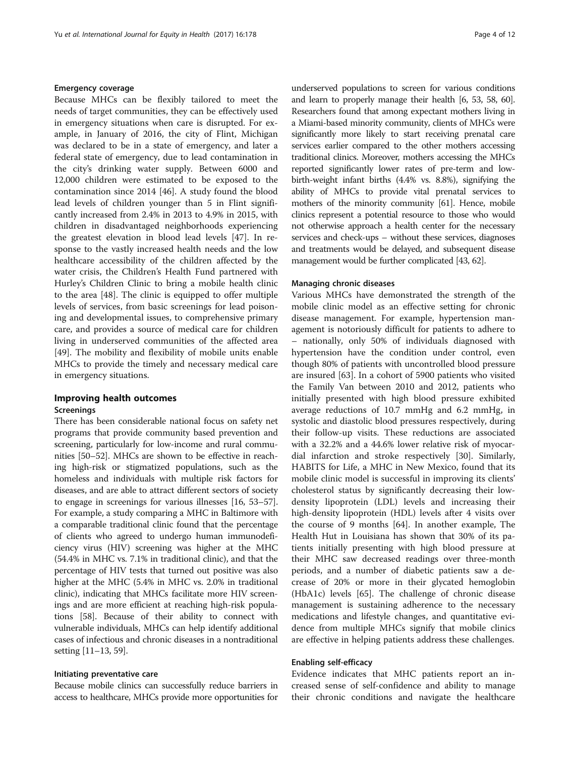#### Emergency coverage

Because MHCs can be flexibly tailored to meet the needs of target communities, they can be effectively used in emergency situations when care is disrupted. For example, in January of 2016, the city of Flint, Michigan was declared to be in a state of emergency, and later a federal state of emergency, due to lead contamination in the city's drinking water supply. Between 6000 and 12,000 children were estimated to be exposed to the contamination since 2014 [46]. A study found the blood lead levels of children younger than 5 in Flint significantly increased from 2.4% in 2013 to 4.9% in 2015, with children in disadvantaged neighborhoods experiencing the greatest elevation in blood lead levels [47]. In response to the vastly increased health needs and the low healthcare accessibility of the children affected by the water crisis, the Children's Health Fund partnered with Hurley's Children Clinic to bring a mobile health clinic to the area [48]. The clinic is equipped to offer multiple levels of services, from basic screenings for lead poisoning and developmental issues, to comprehensive primary care, and provides a source of medical care for children living in underserved communities of the affected area [49]. The mobility and flexibility of mobile units enable MHCs to provide the timely and necessary medical care in emergency situations.

### Improving health outcomes

#### Screenings

There has been considerable national focus on safety net programs that provide community based prevention and screening, particularly for low-income and rural communities [50–52]. MHCs are shown to be effective in reaching high-risk or stigmatized populations, such as the homeless and individuals with multiple risk factors for diseases, and are able to attract different sectors of society to engage in screenings for various illnesses [16, 53–57]. For example, a study comparing a MHC in Baltimore with a comparable traditional clinic found that the percentage of clients who agreed to undergo human immunodeficiency virus (HIV) screening was higher at the MHC (54.4% in MHC vs. 7.1% in traditional clinic), and that the percentage of HIV tests that turned out positive was also higher at the MHC (5.4% in MHC vs. 2.0% in traditional clinic), indicating that MHCs facilitate more HIV screenings and are more efficient at reaching high-risk populations [58]. Because of their ability to connect with vulnerable individuals, MHCs can help identify additional cases of infectious and chronic diseases in a nontraditional setting [11–13, 59].

#### Initiating preventative care

Because mobile clinics can successfully reduce barriers in access to healthcare, MHCs provide more opportunities for underserved populations to screen for various conditions and learn to properly manage their health [6, 53, 58, 60]. Researchers found that among expectant mothers living in a Miami-based minority community, clients of MHCs were significantly more likely to start receiving prenatal care services earlier compared to the other mothers accessing traditional clinics. Moreover, mothers accessing the MHCs reported significantly lower rates of pre-term and low-birth-weight infant births (4.4% vs. 8.8%), signifying the ability of MHCs to provide vital prenatal services to mothers of the minority community [61]. Hence, mobile clinics represent a potential resource to those who would not otherwise approach a health center for the necessary services and check-ups – without these services, diagnoses and treatments would be delayed, and subsequent disease management would be further complicated [43, 62].

#### Managing chronic diseases

Various MHCs have demonstrated the strength of the mobile clinic model as an effective setting for chronic disease management. For example, hypertension management is notoriously difficult for patients to adhere to – nationally, only 50% of individuals diagnosed with hypertension have the condition under control, even though 80% of patients with uncontrolled blood pressure are insured [63]. In a cohort of 5900 patients who visited the Family Van between 2010 and 2012, patients who initially presented with high blood pressure exhibited average reductions of 10.7 mmHg and 6.2 mmHg, in systolic and diastolic blood pressures respectively, during their follow-up visits. These reductions are associated with a 32.2% and a 44.6% lower relative risk of myocardial infarction and stroke respectively [30]. Similarly, HABITS for Life, a MHC in New Mexico, found that its mobile clinic model is successful in improving its clients' cholesterol status by significantly decreasing their low-density lipoprotein (LDL) levels and increasing their high-density lipoprotein (HDL) levels after 4 visits over the course of 9 months [64]. In another example, The Health Hut in Louisiana has shown that 30% of its patients initially presenting with high blood pressure at their MHC saw decreased readings over three-month periods, and a number of diabetic patients saw a decrease of 20% or more in their glycated hemoglobin (HbA1c) levels [65]. The challenge of chronic disease management is sustaining adherence to the necessary medications and lifestyle changes, and quantitative evidence from multiple MHCs signify that mobile clinics are effective in helping patients address these challenges.

#### Enabling self-efficacy

Evidence indicates that MHC patients report an increased sense of self-confidence and ability to manage their chronic conditions and navigate the healthcare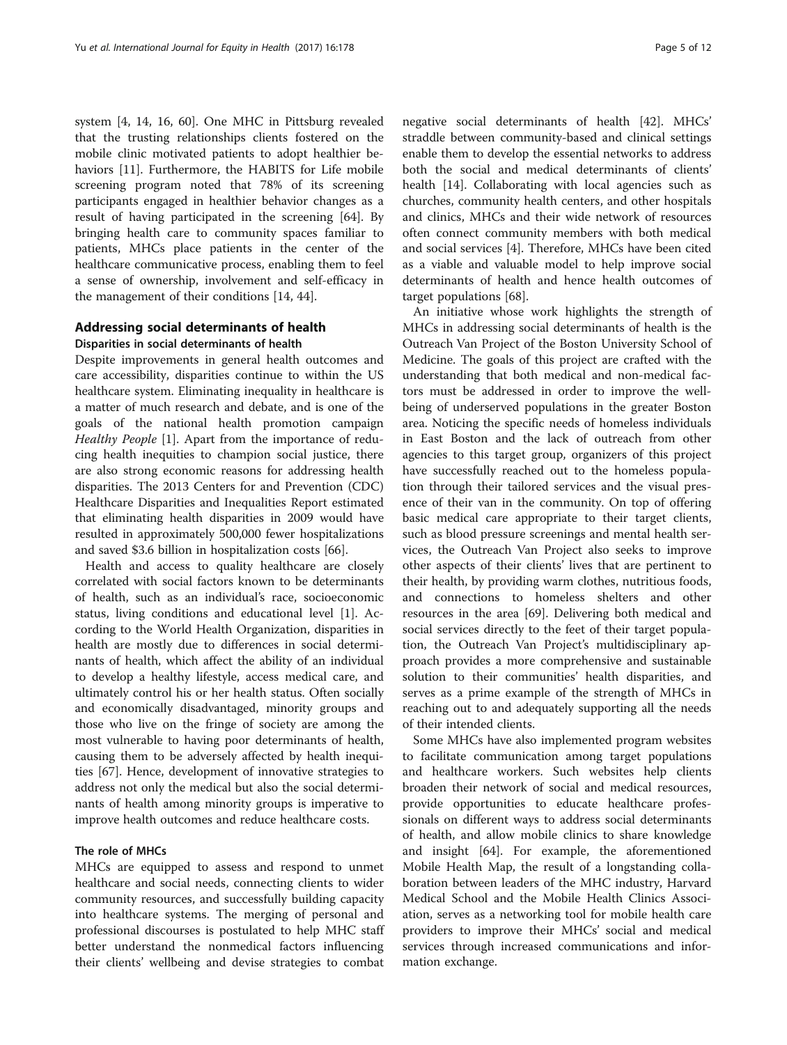system [4, 14, 16, 60]. One MHC in Pittsburg revealed that the trusting relationships clients fostered on the mobile clinic motivated patients to adopt healthier behaviors [11]. Furthermore, the HABITS for Life mobile screening program noted that 78% of its screening participants engaged in healthier behavior changes as a result of having participated in the screening [64]. By bringing health care to community spaces familiar to patients, MHCs place patients in the center of the healthcare communicative process, enabling them to feel a sense of ownership, involvement and self-efficacy in the management of their conditions [14, 44].

## Addressing social determinants of health

### Disparities in social determinants of health

Despite improvements in general health outcomes and care accessibility, disparities continue to within the US healthcare system. Eliminating inequality in healthcare is a matter of much research and debate, and is one of the goals of the national health promotion campaign *Healthy People* [1]. Apart from the importance of reducing health inequities to champion social justice, there are also strong economic reasons for addressing health disparities. The 2013 Centers for and Prevention (CDC) Healthcare Disparities and Inequalities Report estimated that eliminating health disparities in 2009 would have resulted in approximately 500,000 fewer hospitalizations and saved $3.6 billion in hospitalization costs [66].

Health and access to quality healthcare are closely correlated with social factors known to be determinants of health, such as an individual's race, socioeconomic status, living conditions and educational level [1]. According to the World Health Organization, disparities in health are mostly due to differences in social determinants of health, which affect the ability of an individual to develop a healthy lifestyle, access medical care, and ultimately control his or her health status. Often socially and economically disadvantaged, minority groups and those who live on the fringe of society are among the most vulnerable to having poor determinants of health, causing them to be adversely affected by health inequities [67]. Hence, development of innovative strategies to address not only the medical but also the social determinants of health among minority groups is imperative to improve health outcomes and reduce healthcare costs.

### The role of MHCs

MHCs are equipped to assess and respond to unmet healthcare and social needs, connecting clients to wider community resources, and successfully building capacity into healthcare systems. The merging of personal and professional discourses is postulated to help MHC staff better understand the nonmedical factors influencing their clients' wellbeing and devise strategies to combat negative social determinants of health [42]. MHCs' straddle between community-based and clinical settings enable them to develop the essential networks to address both the social and medical determinants of clients' health [14]. Collaborating with local agencies such as churches, community health centers, and other hospitals and clinics, MHCs and their wide network of resources often connect community members with both medical and social services [4]. Therefore, MHCs have been cited as a viable and valuable model to help improve social determinants of health and hence health outcomes of target populations [68].

An initiative whose work highlights the strength of MHCs in addressing social determinants of health is the Outreach Van Project of the Boston University School of Medicine. The goals of this project are crafted with the understanding that both medical and non-medical factors must be addressed in order to improve the wellbeing of underserved populations in the greater Boston area. Noticing the specific needs of homeless individuals in East Boston and the lack of outreach from other agencies to this target group, organizers of this project have successfully reached out to the homeless population through their tailored services and the visual presence of their van in the community. On top of offering basic medical care appropriate to their target clients, such as blood pressure screenings and mental health services, the Outreach Van Project also seeks to improve other aspects of their clients' lives that are pertinent to their health, by providing warm clothes, nutritious foods, and connections to homeless shelters and other resources in the area [69]. Delivering both medical and social services directly to the feet of their target population, the Outreach Van Project's multidisciplinary approach provides a more comprehensive and sustainable solution to their communities' health disparities, and serves as a prime example of the strength of MHCs in reaching out to and adequately supporting all the needs of their intended clients.

Some MHCs have also implemented program websites to facilitate communication among target populations and healthcare workers. Such websites help clients broaden their network of social and medical resources, provide opportunities to educate healthcare professionals on different ways to address social determinants of health, and allow mobile clinics to share knowledge and insight [64]. For example, the aforementioned Mobile Health Map, the result of a longstanding collaboration between leaders of the MHC industry, Harvard Medical School and the Mobile Health Clinics Association, serves as a networking tool for mobile health care providers to improve their MHCs' social and medical services through increased communications and information exchange.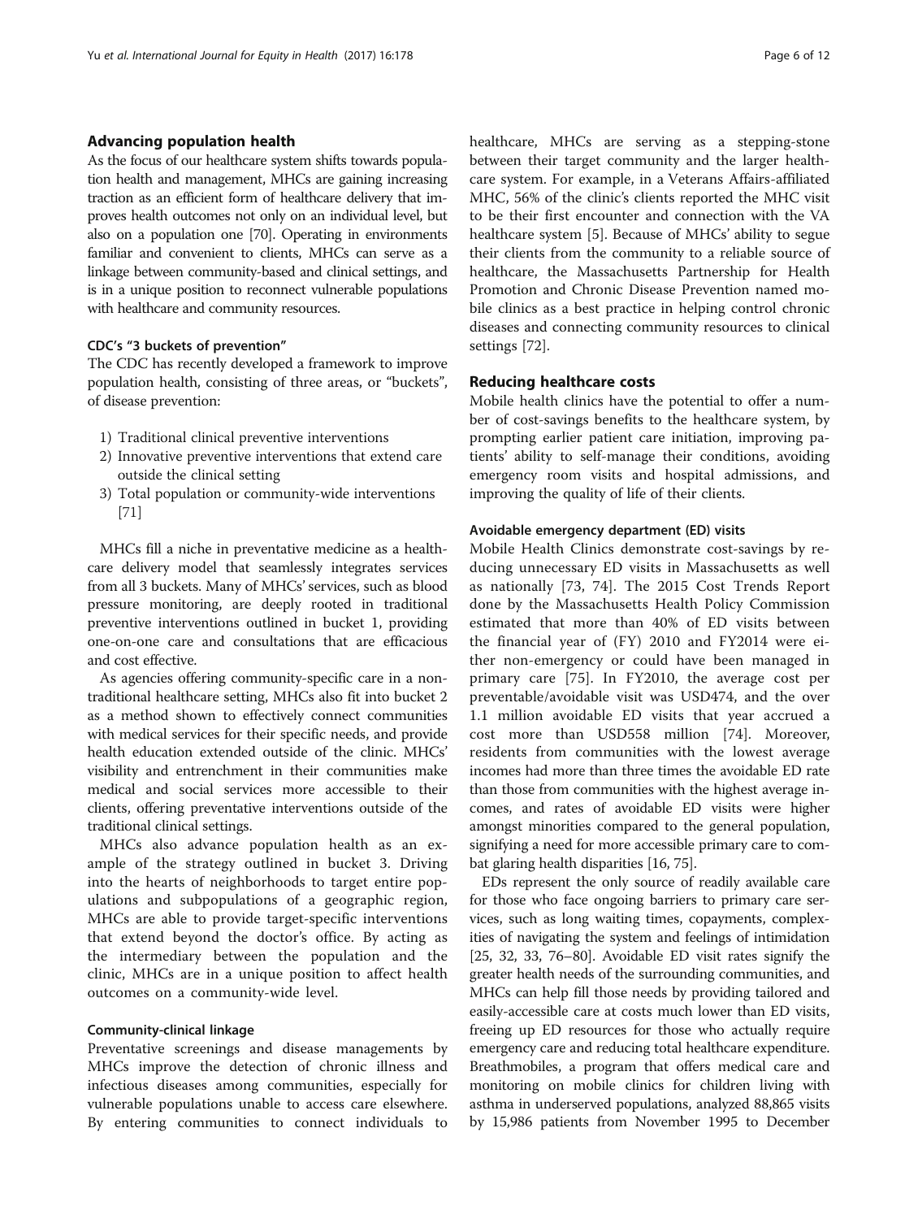## Advancing population health

As the focus of our healthcare system shifts towards population health and management, MHCs are gaining increasing traction as an efficient form of healthcare delivery that improves health outcomes not only on an individual level, but also on a population one [70]. Operating in environments familiar and convenient to clients, MHCs can serve as a linkage between community-based and clinical settings, and is in a unique position to reconnect vulnerable populations with healthcare and community resources.

### CDC's "3 buckets of prevention"

The CDC has recently developed a framework to improve population health, consisting of three areas, or "buckets", of disease prevention:

1) Traditional clinical preventive interventions
2) Innovative preventive interventions that extend care outside the clinical setting
3) Total population or community-wide interventions [71]

MHCs fill a niche in preventative medicine as a healthcare delivery model that seamlessly integrates services from all 3 buckets. Many of MHCs' services, such as blood pressure monitoring, are deeply rooted in traditional preventive interventions outlined in bucket 1, providing one-on-one care and consultations that are efficacious and cost effective.

As agencies offering community-specific care in a non-traditional healthcare setting, MHCs also fit into bucket 2 as a method shown to effectively connect communities with medical services for their specific needs, and provide health education extended outside of the clinic. MHCs' visibility and entrenchment in their communities make medical and social services more accessible to their clients, offering preventative interventions outside of the traditional clinical settings.

MHCs also advance population health as an example of the strategy outlined in bucket 3. Driving into the hearts of neighborhoods to target entire populations and subpopulations of a geographic region, MHCs are able to provide target-specific interventions that extend beyond the doctor's office. By acting as the intermediary between the population and the clinic, MHCs are in a unique position to affect health outcomes on a community-wide level.

### Community-clinical linkage

Preventative screenings and disease managements by MHCs improve the detection of chronic illness and infectious diseases among communities, especially for vulnerable populations unable to access care elsewhere. By entering communities to connect individuals to healthcare, MHCs are serving as a stepping-stone between their target community and the larger healthcare system. For example, in a Veterans Affairs-affiliated MHC, 56% of the clinic's clients reported the MHC visit to be their first encounter and connection with the VA healthcare system [5]. Because of MHCs' ability to segue their clients from the community to a reliable source of healthcare, the Massachusetts Partnership for Health Promotion and Chronic Disease Prevention named mobile clinics as a best practice in helping control chronic diseases and connecting community resources to clinical settings [72].

## Reducing healthcare costs

Mobile health clinics have the potential to offer a number of cost-savings benefits to the healthcare system, by prompting earlier patient care initiation, improving patients' ability to self-manage their conditions, avoiding emergency room visits and hospital admissions, and improving the quality of life of their clients.

### Avoidable emergency department (ED) visits

Mobile Health Clinics demonstrate cost-savings by reducing unnecessary ED visits in Massachusetts as well as nationally [73, 74]. The 2015 Cost Trends Report done by the Massachusetts Health Policy Commission estimated that more than 40% of ED visits between the financial year of (FY) 2010 and FY2014 were either non-emergency or could have been managed in primary care [75]. In FY2010, the average cost per preventable/avoidable visit was USD474, and the over 1.1 million avoidable ED visits that year accrued a cost more than USD558 million [74]. Moreover, residents from communities with the lowest average incomes had more than three times the avoidable ED rate than those from communities with the highest average incomes, and rates of avoidable ED visits were higher amongst minorities compared to the general population, signifying a need for more accessible primary care to combat glaring health disparities [16, 75].

EDs represent the only source of readily available care for those who face ongoing barriers to primary care services, such as long waiting times, copayments, complexities of navigating the system and feelings of intimidation [25, 32, 33, 76–80]. Avoidable ED visit rates signify the greater health needs of the surrounding communities, and MHCs can help fill those needs by providing tailored and easily-accessible care at costs much lower than ED visits, freeing up ED resources for those who actually require emergency care and reducing total healthcare expenditure. Breathmobiles, a program that offers medical care and monitoring on mobile clinics for children living with asthma in underserved populations, analyzed 88,865 visits by 15,986 patients from November 1995 to December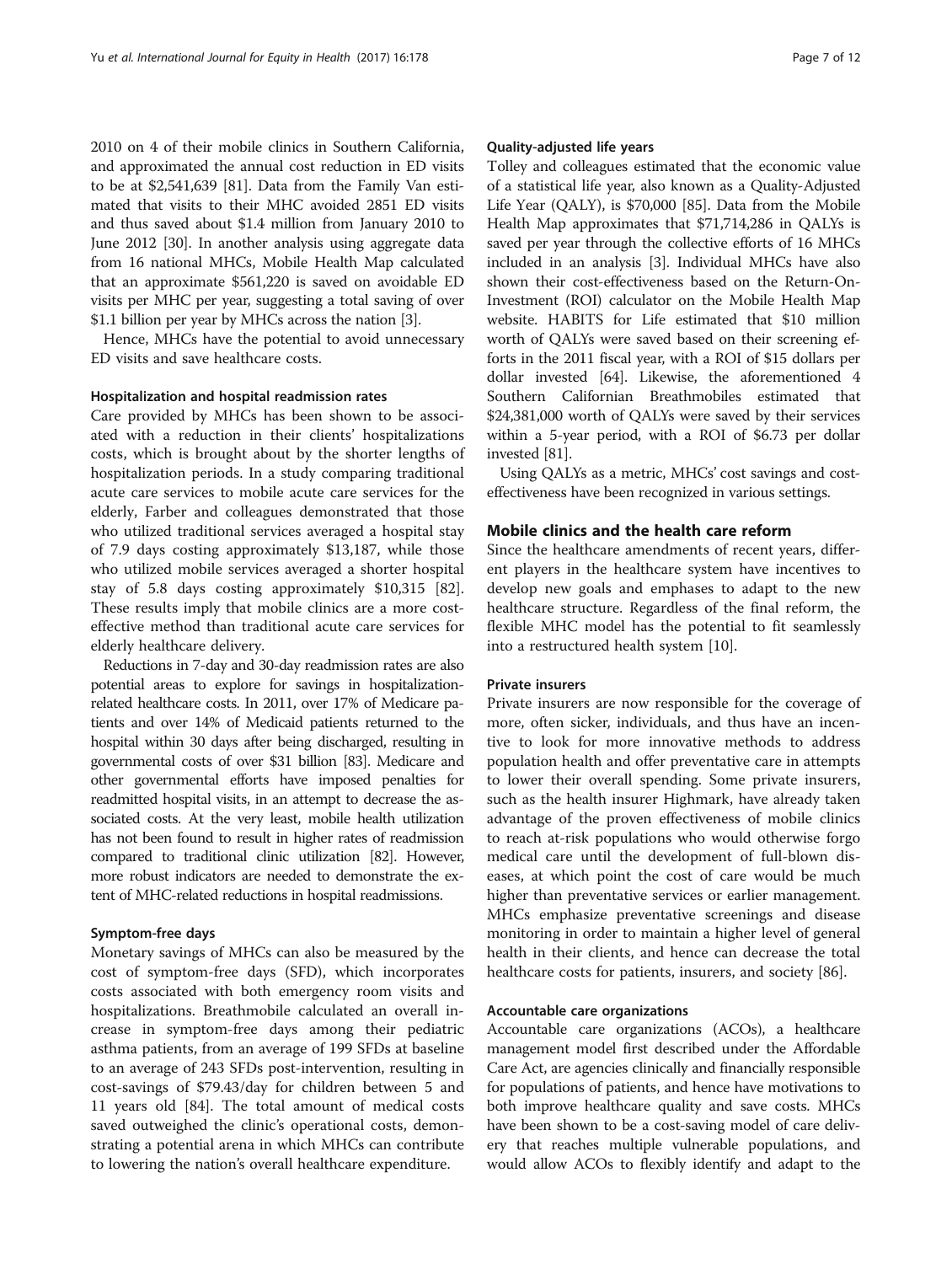2010 on 4 of their mobile clinics in Southern California, and approximated the annual cost reduction in ED visits to be at $2,541,639 [81]. Data from the Family Van estimated that visits to their MHC avoided 2851 ED visits and thus saved about $1.4 million from January 2010 to June 2012 [30]. In another analysis using aggregate data from 16 national MHCs, Mobile Health Map calculated that an approximate $561,220 is saved on avoidable ED visits per MHC per year, suggesting a total saving of over $1.1 billion per year by MHCs across the nation [3].

Hence, MHCs have the potential to avoid unnecessary ED visits and save healthcare costs.

#### Hospitalization and hospital readmission rates

Care provided by MHCs has been shown to be associated with a reduction in their clients' hospitalizations costs, which is brought about by the shorter lengths of hospitalization periods. In a study comparing traditional acute care services to mobile acute care services for the elderly, Farber and colleagues demonstrated that those who utilized traditional services averaged a hospital stay of 7.9 days costing approximately $13,187, while those who utilized mobile services averaged a shorter hospital stay of 5.8 days costing approximately $10,315 [82]. These results imply that mobile clinics are a more cost-effective method than traditional acute care services for elderly healthcare delivery.

Reductions in 7-day and 30-day readmission rates are also potential areas to explore for savings in hospitalization-related healthcare costs. In 2011, over 17% of Medicare patients and over 14% of Medicaid patients returned to the hospital within 30 days after being discharged, resulting in governmental costs of over $31 billion [83]. Medicare and other governmental efforts have imposed penalties for readmitted hospital visits, in an attempt to decrease the associated costs. At the very least, mobile health utilization has not been found to result in higher rates of readmission compared to traditional clinic utilization [82]. However, more robust indicators are needed to demonstrate the extent of MHC-related reductions in hospital readmissions.

#### Symptom-free days

Monetary savings of MHCs can also be measured by the cost of symptom-free days (SFD), which incorporates costs associated with both emergency room visits and hospitalizations. Breathmobile calculated an overall increase in symptom-free days among their pediatric asthma patients, from an average of 199 SFDs at baseline to an average of 243 SFDs post-intervention, resulting in cost-savings of $79.43/day for children between 5 and 11 years old [84]. The total amount of medical costs saved outweighed the clinic's operational costs, demonstrating a potential arena in which MHCs can contribute to lowering the nation's overall healthcare expenditure.

#### Quality-adjusted life years

Tolley and colleagues estimated that the economic value of a statistical life year, also known as a Quality-Adjusted Life Year (QALY), is $70,000 [85]. Data from the Mobile Health Map approximates that $71,714,286 in QALYs is saved per year through the collective efforts of 16 MHCs included in an analysis [3]. Individual MHCs have also shown their cost-effectiveness based on the Return-On-Investment (ROI) calculator on the Mobile Health Map website. HABITS for Life estimated that $10 million worth of QALYs were saved based on their screening efforts in the 2011 fiscal year, with a ROI of $15 dollars per dollar invested [64]. Likewise, the aforementioned 4 Southern Californian Breathmobiles estimated that $24,381,000 worth of QALYs were saved by their services within a 5-year period, with a ROI of $6.73 per dollar invested [81].

Using QALYs as a metric, MHCs' cost savings and cost-effectiveness have been recognized in various settings.

## Mobile clinics and the health care reform

Since the healthcare amendments of recent years, different players in the healthcare system have incentives to develop new goals and emphases to adapt to the new healthcare structure. Regardless of the final reform, the flexible MHC model has the potential to fit seamlessly into a restructured health system [10].

#### Private insurers

Private insurers are now responsible for the coverage of more, often sicker, individuals, and thus have an incentive to look for more innovative methods to address population health and offer preventative care in attempts to lower their overall spending. Some private insurers, such as the health insurer Highmark, have already taken advantage of the proven effectiveness of mobile clinics to reach at-risk populations who would otherwise forgo medical care until the development of full-blown diseases, at which point the cost of care would be much higher than preventative services or earlier management. MHCs emphasize preventative screenings and disease monitoring in order to maintain a higher level of general health in their clients, and hence can decrease the total healthcare costs for patients, insurers, and society [86].

#### Accountable care organizations

Accountable care organizations (ACOs), a healthcare management model first described under the Affordable Care Act, are agencies clinically and financially responsible for populations of patients, and hence have motivations to both improve healthcare quality and save costs. MHCs have been shown to be a cost-saving model of care delivery that reaches multiple vulnerable populations, and would allow ACOs to flexibly identify and adapt to the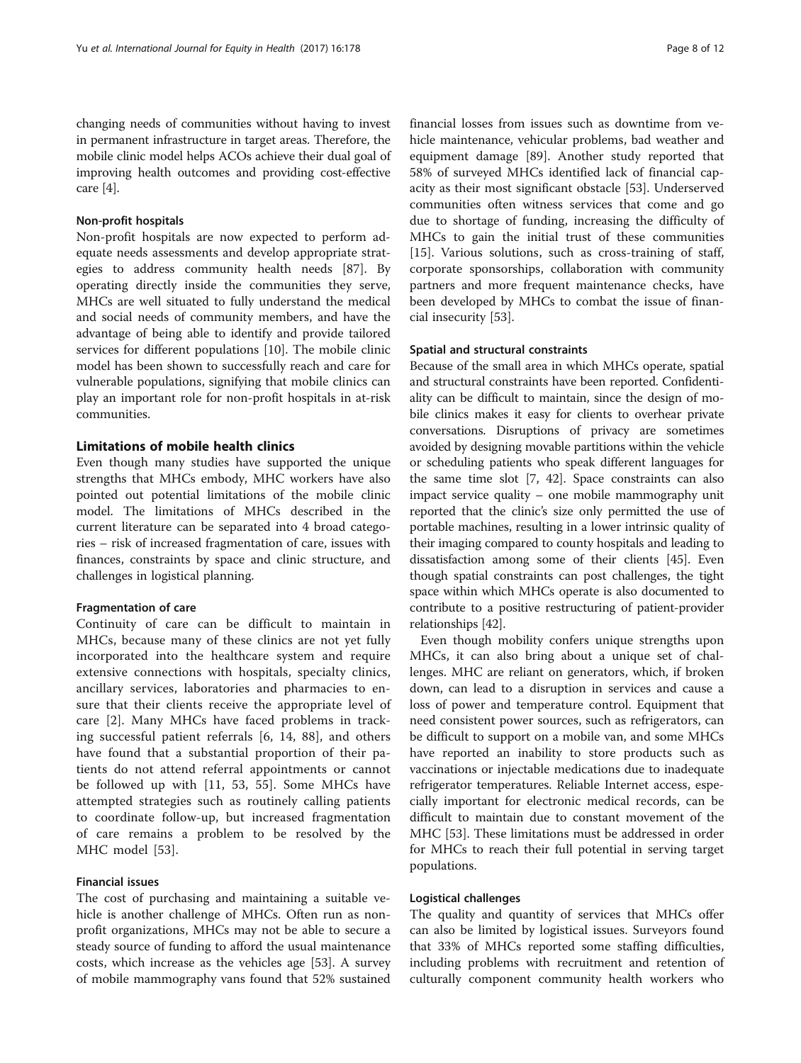changing needs of communities without having to invest in permanent infrastructure in target areas. Therefore, the mobile clinic model helps ACOs achieve their dual goal of improving health outcomes and providing cost-effective care [4].

#### Non-profit hospitals

Non-profit hospitals are now expected to perform adequate needs assessments and develop appropriate strategies to address community health needs [87]. By operating directly inside the communities they serve, MHCs are well situated to fully understand the medical and social needs of community members, and have the advantage of being able to identify and provide tailored services for different populations [10]. The mobile clinic model has been shown to successfully reach and care for vulnerable populations, signifying that mobile clinics can play an important role for non-profit hospitals in at-risk communities.

### Limitations of mobile health clinics

Even though many studies have supported the unique strengths that MHCs embody, MHC workers have also pointed out potential limitations of the mobile clinic model. The limitations of MHCs described in the current literature can be separated into 4 broad categories – risk of increased fragmentation of care, issues with finances, constraints by space and clinic structure, and challenges in logistical planning.

#### Fragmentation of care

Continuity of care can be difficult to maintain in MHCs, because many of these clinics are not yet fully incorporated into the healthcare system and require extensive connections with hospitals, specialty clinics, ancillary services, laboratories and pharmacies to ensure that their clients receive the appropriate level of care [2]. Many MHCs have faced problems in tracking successful patient referrals [6, 14, 88], and others have found that a substantial proportion of their patients do not attend referral appointments or cannot be followed up with [11, 53, 55]. Some MHCs have attempted strategies such as routinely calling patients to coordinate follow-up, but increased fragmentation of care remains a problem to be resolved by the MHC model [53].

#### Financial issues

The cost of purchasing and maintaining a suitable vehicle is another challenge of MHCs. Often run as non-profit organizations, MHCs may not be able to secure a steady source of funding to afford the usual maintenance costs, which increase as the vehicles age [53]. A survey of mobile mammography vans found that 52% sustained financial losses from issues such as downtime from vehicle maintenance, vehicular problems, bad weather and equipment damage [89]. Another study reported that 58% of surveyed MHCs identified lack of financial capacity as their most significant obstacle [53]. Underserved communities often witness services that come and go due to shortage of funding, increasing the difficulty of MHCs to gain the initial trust of these communities [15]. Various solutions, such as cross-training of staff, corporate sponsorships, collaboration with community partners and more frequent maintenance checks, have been developed by MHCs to combat the issue of financial insecurity [53].

#### Spatial and structural constraints

Because of the small area in which MHCs operate, spatial and structural constraints have been reported. Confidentiality can be difficult to maintain, since the design of mobile clinics makes it easy for clients to overhear private conversations. Disruptions of privacy are sometimes avoided by designing movable partitions within the vehicle or scheduling patients who speak different languages for the same time slot [7, 42]. Space constraints can also impact service quality – one mobile mammography unit reported that the clinic's size only permitted the use of portable machines, resulting in a lower intrinsic quality of their imaging compared to county hospitals and leading to dissatisfaction among some of their clients [45]. Even though spatial constraints can post challenges, the tight space within which MHCs operate is also documented to contribute to a positive restructuring of patient-provider relationships [42].

Even though mobility confers unique strengths upon MHCs, it can also bring about a unique set of challenges. MHC are reliant on generators, which, if broken down, can lead to a disruption in services and cause a loss of power and temperature control. Equipment that need consistent power sources, such as refrigerators, can be difficult to support on a mobile van, and some MHCs have reported an inability to store products such as vaccinations or injectable medications due to inadequate refrigerator temperatures. Reliable Internet access, especially important for electronic medical records, can be difficult to maintain due to constant movement of the MHC [53]. These limitations must be addressed in order for MHCs to reach their full potential in serving target populations.

#### Logistical challenges

The quality and quantity of services that MHCs offer can also be limited by logistical issues. Surveyors found that 33% of MHCs reported some staffing difficulties, including problems with recruitment and retention of culturally component community health workers who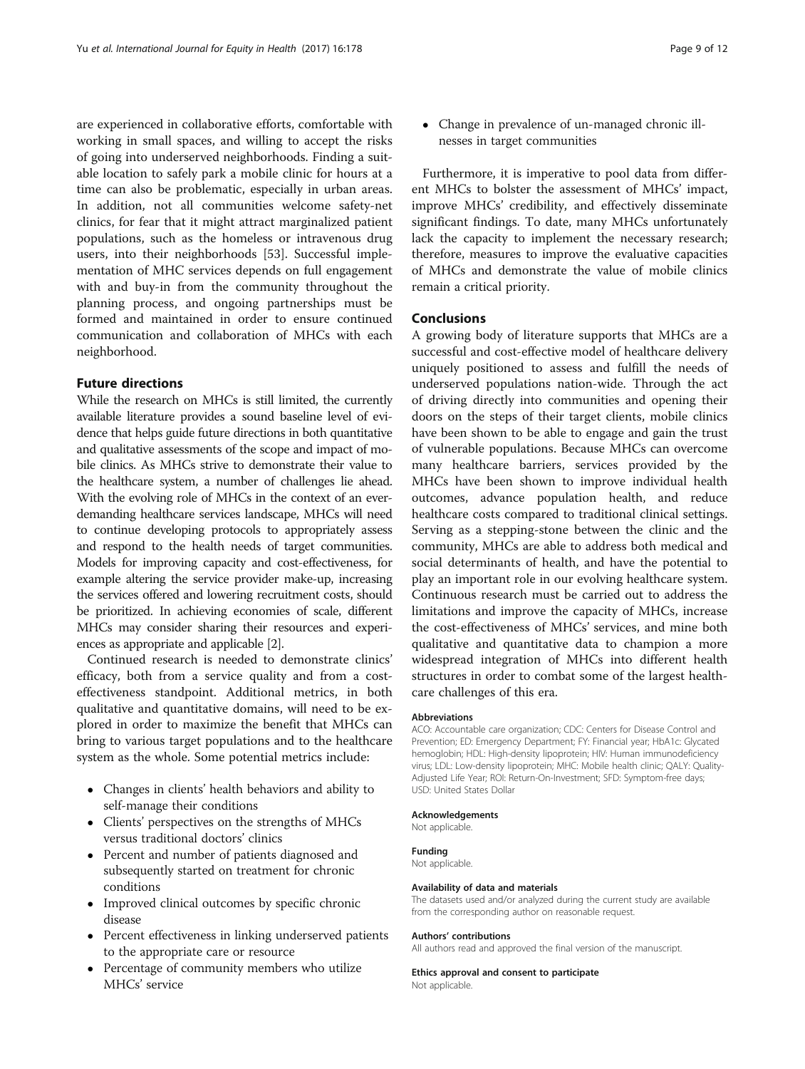are experienced in collaborative efforts, comfortable with working in small spaces, and willing to accept the risks of going into underserved neighborhoods. Finding a suitable location to safely park a mobile clinic for hours at a time can also be problematic, especially in urban areas. In addition, not all communities welcome safety-net clinics, for fear that it might attract marginalized patient populations, such as the homeless or intravenous drug users, into their neighborhoods [53]. Successful implementation of MHC services depends on full engagement with and buy-in from the community throughout the planning process, and ongoing partnerships must be formed and maintained in order to ensure continued communication and collaboration of MHCs with each neighborhood.

## Future directions

While the research on MHCs is still limited, the currently available literature provides a sound baseline level of evidence that helps guide future directions in both quantitative and qualitative assessments of the scope and impact of mobile clinics. As MHCs strive to demonstrate their value to the healthcare system, a number of challenges lie ahead. With the evolving role of MHCs in the context of an ever-demanding healthcare services landscape, MHCs will need to continue developing protocols to appropriately assess and respond to the health needs of target communities. Models for improving capacity and cost-effectiveness, for example altering the service provider make-up, increasing the services offered and lowering recruitment costs, should be prioritized. In achieving economies of scale, different MHCs may consider sharing their resources and experiences as appropriate and applicable [2].

Continued research is needed to demonstrate clinics' efficacy, both from a service quality and from a cost-effectiveness standpoint. Additional metrics, in both qualitative and quantitative domains, will need to be explored in order to maximize the benefit that MHCs can bring to various target populations and to the healthcare system as the whole. Some potential metrics include:

- Changes in clients' health behaviors and ability to self-manage their conditions
- Clients' perspectives on the strengths of MHCs versus traditional doctors' clinics
- Percent and number of patients diagnosed and subsequently started on treatment for chronic conditions
- Improved clinical outcomes by specific chronic disease
- Percent effectiveness in linking underserved patients to the appropriate care or resource
- Percentage of community members who utilize MHCs' service
- Change in prevalence of un-managed chronic illnesses in target communities

Furthermore, it is imperative to pool data from different MHCs to bolster the assessment of MHCs' impact, improve MHCs' credibility, and effectively disseminate significant findings. To date, many MHCs unfortunately lack the capacity to implement the necessary research; therefore, measures to improve the evaluative capacities of MHCs and demonstrate the value of mobile clinics remain a critical priority.

## Conclusions

A growing body of literature supports that MHCs are a successful and cost-effective model of healthcare delivery uniquely positioned to assess and fulfill the needs of underserved populations nation-wide. Through the act of driving directly into communities and opening their doors on the steps of their target clients, mobile clinics have been shown to be able to engage and gain the trust of vulnerable populations. Because MHCs can overcome many healthcare barriers, services provided by the MHCs have been shown to improve individual health outcomes, advance population health, and reduce healthcare costs compared to traditional clinical settings. Serving as a stepping-stone between the clinic and the community, MHCs are able to address both medical and social determinants of health, and have the potential to play an important role in our evolving healthcare system. Continuous research must be carried out to address the limitations and improve the capacity of MHCs, increase the cost-effectiveness of MHCs' services, and mine both qualitative and quantitative data to champion a more widespread integration of MHCs into different health structures in order to combat some of the largest healthcare challenges of this era.

#### Abbreviations

ACO: Accountable care organization; CDC: Centers for Disease Control and Prevention; ED: Emergency Department; FY: Financial year; HbA1c: Glycated hemoglobin; HDL: High-density lipoprotein; HIV: Human immunodeficiency virus; LDL: Low-density lipoprotein; MHC: Mobile health clinic; QALY: Quality-Adjusted Life Year; ROI: Return-On-Investment; SFD: Symptom-free days; USD: United States Dollar

#### Acknowledgements

Not applicable.

#### Funding

Not applicable.

#### Availability of data and materials

The datasets used and/or analyzed during the current study are available from the corresponding author on reasonable request.

#### Authors' contributions

All authors read and approved the final version of the manuscript.

#### Ethics approval and consent to participate

Not applicable.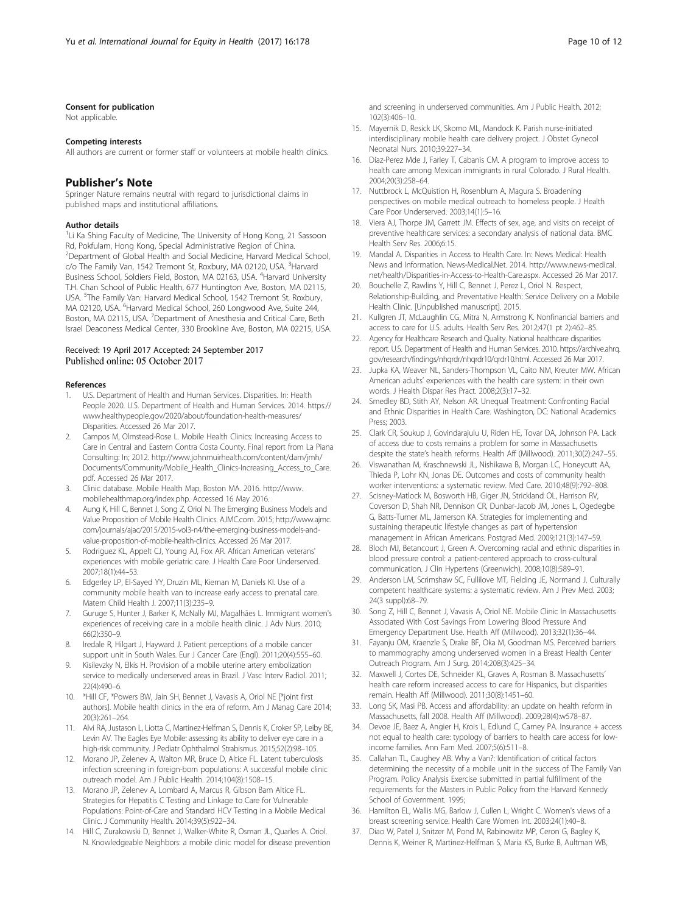#### Consent for publication

Not applicable.

#### Competing interests

All authors are current or former staff or volunteers at mobile health clinics.

## Publisher's Note

Springer Nature remains neutral with regard to jurisdictional claims in published maps and institutional affiliations.

#### Author details

[1]Li Ka Shing Faculty of Medicine, The University of Hong Kong, 21 Sassoon Rd, Pokfulam, Hong Kong, Special Administrative Region of China. [2]Department of Global Health and Social Medicine, Harvard Medical School, c/o The Family Van, 1542 Tremont St, Roxbury, MA 02120, USA. [3]Harvard Business School, Soldiers Field, Boston, MA 02163, USA. [4]Harvard University T.H. Chan School of Public Health, 677 Huntington Ave, Boston, MA 02115, USA. [5]The Family Van: Harvard Medical School, 1542 Tremont St, Roxbury, MA 02120, USA. [6]Harvard Medical School, 260 Longwood Ave, Suite 244, Boston, MA 02115, USA. [7]Department of Anesthesia and Critical Care, Beth Israel Deaconess Medical Center, 330 Brookline Ave, Boston, MA 02215, USA.

Received: 19 April 2017 Accepted: 24 September 2017
Published online: 05 October 2017

#### References

1. U.S. Department of Health and Human Services. Disparities. In: Health People 2020. U.S. Department of Health and Human Services. 2014. https://www.healthypeople.gov/2020/about/foundation-health-measures/Disparities. Accessed 26 Mar 2017.
2. Campos M, Olmstead-Rose L. Mobile Health Clinics: Increasing Access to Care in Central and Eastern Contra Costa County. Final report from La Piana Consulting: In; 2012. http://www.johnmuirhealth.com/content/dam/jmh/Documents/Community/Mobile_Health_Clinics-Increasing_Access_to_Care.pdf. Accessed 26 Mar 2017.
3. Clinic database. Mobile Health Map, Boston MA. 2016. http://www.mobilehealthmap.org/index.php. Accessed 16 May 2016.
4. Aung K, Hill C, Bennet J, Song Z, Oriol N. The Emerging Business Models and Value Proposition of Mobile Health Clinics. AJMC.com. 2015; http://www.ajmc.com/journals/ajac/2015/2015-vol3-n4/the-emerging-business-models-and-value-proposition-of-mobile-health-clinics. Accessed 26 Mar 2017.
5. Rodriguez KL, Appelt CJ, Young AJ, Fox AR. African American veterans' experiences with mobile geriatric care. J Health Care Poor Underserved. 2007;18(1):44–53.
6. Edgerley LP, El-Sayed YY, Druzin ML, Kiernan M, Daniels KI. Use of a community mobile health van to increase early access to prenatal care. Matern Child Health J. 2007;11(3):235–9.
7. Guruge S, Hunter J, Barker K, McNally MJ, Magalhães L. Immigrant women's experiences of receiving care in a mobile health clinic. J Adv Nurs. 2010; 66(2):350–9.
8. Iredale R, Hilgart J, Hayward J. Patient perceptions of a mobile cancer support unit in South Wales. Eur J Cancer Care (Engl). 2011;20(4):555–60.
9. Kisilevzky N, Elkis H. Provision of a mobile uterine artery embolization service to medically underserved areas in Brazil. J Vasc Interv Radiol. 2011; 22(4):490–6.
10. *Hill CF, *Powers BW, Jain SH, Bennet J, Vavasis A, Oriol NE [*joint first authors]. Mobile health clinics in the era of reform. Am J Manag Care 2014; 20(3):261–264.
11. Alvi RA, Justason L, Liotta C, Martinez-Helfman S, Dennis K, Croker SP, Leiby BE, Levin AV. The Eagles Eye Mobile: assessing its ability to deliver eye care in a high-risk community. J Pediatr Ophthalmol Strabismus. 2015;52(2):98–105.
12. Morano JP, Zelenev A, Walton MR, Bruce D, Altice FL. Latent tuberculosis infection screening in foreign-born populations: A successful mobile clinic outreach model. Am J Public Health. 2014;104(8):1508–15.
13. Morano JP, Zelenev A, Lombard A, Marcus R, Gibson Bam Altice FL. Strategies for Hepatitis C Testing and Linkage to Care for Vulnerable Populations: Point-of-Care and Standard HCV Testing in a Mobile Medical Clinic. J Community Health. 2014;39(5):922–34.
14. Hill C, Zurakowski D, Bennet J, Walker-White R, Osman JL, Quarles A. Oriol. N. Knowledgeable Neighbors: a mobile clinic model for disease prevention and screening in underserved communities. Am J Public Health. 2012; 102(3):406–10.
15. Mayernik D, Resick LK, Skomo ML, Mandock K. Parish nurse-initiated interdisciplinary mobile health care delivery project. J Obstet Gynecol Neonatal Nurs. 2010;39:227–34.
16. Diaz-Perez Mde J, Farley T, Cabanis CM. A program to improve access to health care among Mexican immigrants in rural Colorado. J Rural Health. 2004;20(3):258–64.
17. Nuttbrock L, McQuistion H, Rosenblum A, Magura S. Broadening perspectives on mobile medical outreach to homeless people. J Health Care Poor Underserved. 2003;14(1):5–16.
18. Viera AJ, Thorpe JM, Garrett JM. Effects of sex, age, and visits on receipt of preventive healthcare services: a secondary analysis of national data. BMC Health Serv Res. 2006;6:15.
19. Mandal A. Disparities in Access to Health Care. In: News Medical: Health News and Information. News-Medical.Net. 2014. http://www.news-medical.net/health/Disparities-in-Access-to-Health-Care.aspx. Accessed 26 Mar 2017.
20. Bouchelle Z, Rawlins Y, Hill C, Bennet J, Perez L, Oriol N. Respect, Relationship-Building, and Preventative Health: Service Delivery on a Mobile Health Clinic. [Unpublished manuscript]. 2015.
21. Kullgren JT, McLaughlin CG, Mitra N, Armstrong K. Nonfinancial barriers and access to care for U.S. adults. Health Serv Res. 2012;47(1 pt 2):462–85.
22. Agency for Healthcare Research and Quality. National healthcare disparities report. U.S. Department of Health and Human Services. 2010. https://archive.ahrq.gov/research/findings/nhqrdr/nhqrdr10/qrdr10.html. Accessed 26 Mar 2017.
23. Jupka KA, Weaver NL, Sanders-Thompson VL, Caito NM, Kreuter MW. African American adults' experiences with the health care system: in their own words. J Health Dispar Res Pract. 2008;2(3):17–32.
24. Smedley BD, Stith AY, Nelson AR. Unequal Treatment: Confronting Racial and Ethnic Disparities in Health Care. Washington, DC: National Academics Press; 2003.
25. Clark CR, Soukup J, Govindarajulu U, Riden HE, Tovar DA, Johnson PA. Lack of access due to costs remains a problem for some in Massachusetts despite the state's health reforms. Health Aff (Millwood). 2011;30(2):247–55.
26. Viswanathan M, Kraschnewski JL, Nishikawa B, Morgan LC, Honeycutt AA, Thieda P, Lohr KN, Jonas DE. Outcomes and costs of community health worker interventions: a systematic review. Med Care. 2010;48(9):792–808.
27. Scisney-Matlock M, Bosworth HB, Giger JN, Strickland OL, Harrison RV, Coverson D, Shah NR, Dennison CR, Dunbar-Jacob JM, Jones L, Ogedegbe G, Batts-Turner ML, Jamerson KA. Strategies for implementing and sustaining therapeutic lifestyle changes as part of hypertension management in African Americans. Postgrad Med. 2009;121(3):147–59.
28. Bloch MJ, Betancourt J, Green A. Overcoming racial and ethnic disparities in blood pressure control: a patient-centered approach to cross-cultural communication. J Clin Hypertens (Greenwich). 2008;10(8):589–91.
29. Anderson LM, Scrimshaw SC, Fullilove MT, Fielding JE, Normand J. Culturally competent healthcare systems: a systematic review. Am J Prev Med. 2003; 24(3 suppl):68–79.
30. Song Z, Hill C, Bennet J, Vavasis A, Oriol NE. Mobile Clinic In Massachusetts Associated With Cost Savings From Lowering Blood Pressure And Emergency Department Use. Health Aff (Millwood). 2013;32(1):36–44.
31. Fayanju OM, Kraenzle S, Drake BF, Oka M, Goodman MS. Perceived barriers to mammography among underserved women in a Breast Health Center Outreach Program. Am J Surg. 2014;208(3):425–34.
32. Maxwell J, Cortes DE, Schneider KL, Graves A, Rosman B. Massachusetts' health care reform increased access to care for Hispanics, but disparities remain. Health Aff (Millwood). 2011;30(8):1451–60.
33. Long SK, Masi PB. Access and affordability: an update on health reform in Massachusetts, fall 2008. Health Aff (Millwood). 2009;28(4):w578–87.
34. Devoe JE, Baez A, Angier H, Krois L, Edlund C, Carney PA. Insurance + access not equal to health care: typology of barriers to health care access for low-income families. Ann Fam Med. 2007;5(6):511–8.
35. Callahan TL, Caughey AB. Why a Van?: Identification of critical factors determining the necessity of a mobile unit in the success of The Family Van Program. Policy Analysis Exercise submitted in partial fulfillment of the requirements for the Masters in Public Policy from the Harvard Kennedy School of Government. 1995;
36. Hamilton EL, Wallis MG, Barlow J, Cullen L, Wright C. Women's views of a breast screening service. Health Care Women Int. 2003;24(1):40–8.
37. Diao W, Patel J, Snitzer M, Pond M, Rabinowitz MP, Ceron G, Bagley K, Dennis K, Weiner R, Martinez-Helfman S, Maria KS, Burke B, Aultman WB,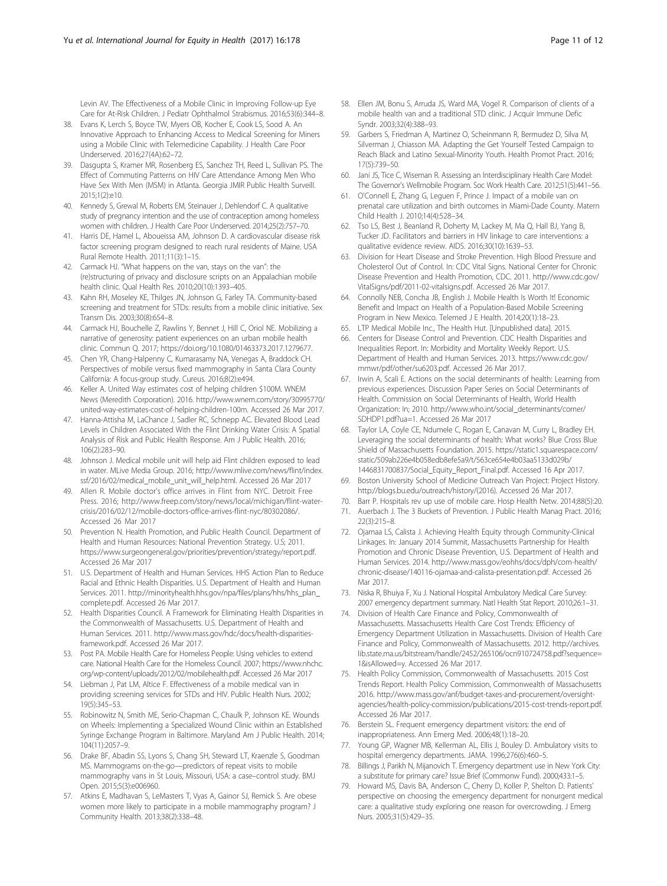Levin AV. The Effectiveness of a Mobile Clinic in Improving Follow-up Eye Care for At-Risk Children. J Pediatr Ophthalmol Strabismus. 2016;53(6):344–8.

38. Evans K, Lerch S, Boyce TW, Myers OB, Kocher E, Cook LS, Sood A. An Innovative Approach to Enhancing Access to Medical Screening for Miners using a Mobile Clinic with Telemedicine Capability. J Health Care Poor Underserved. 2016;27(4A):62–72.
39. Dasgupta S, Kramer MR, Rosenberg ES, Sanchez TH, Reed L, Sullivan PS. The Effect of Commuting Patterns on HIV Care Attendance Among Men Who Have Sex With Men (MSM) in Atlanta. Georgia JMIR Public Health Surveill. 2015;1(2):e10.
40. Kennedy S, Grewal M, Roberts EM, Steinauer J, Dehlendorf C. A qualitative study of pregnancy intention and the use of contraception among homeless women with children. J Health Care Poor Underserved. 2014;25(2):757–70.
41. Harris DE, Hamel L, Aboueissa AM, Johnson D. A cardiovascular disease risk factor screening program designed to reach rural residents of Maine. USA Rural Remote Health. 2011;11(3):1–15.
42. Carmack HJ. "What happens on the van, stays on the van": the (re)structuring of privacy and disclosure scripts on an Appalachian mobile health clinic. Qual Health Res. 2010;20(10):1393–405.
43. Kahn RH, Moseley KE, Thilges JN, Johnson G, Farley TA. Community-based screening and treatment for STDs: results from a mobile clinic initiative. Sex Transm Dis. 2003;30(8):654–8.
44. Carmack HJ, Bouchelle Z, Rawlins Y, Bennet J, Hill C, Oriol NE. Mobilizing a narrative of generosity: patient experiences on an urban mobile health clinic. Commun Q. 2017; https://doi.org/10.1080/01463373.2017.1279677.
45. Chen YR, Chang-Halpenny C, Kumarasamy NA, Venegas A, Braddock CH. Perspectives of mobile versus fixed mammography in Santa Clara County California: A focus-group study. Cureus. 2016;8(2):e494.
46. Keller A. United Way estimates cost of helping children $100M. WNEM News (Meredith Corporation). 2016. http://www.wnem.com/story/30995770/united-way-estimates-cost-of-helping-children-100m. Accessed 26 Mar 2017.
47. Hanna-Attisha M, LaChance J, Sadler RC, Schnepp AC. Elevated Blood Lead Levels in Children Associated With the Flint Drinking Water Crisis: A Spatial Analysis of Risk and Public Health Response. Am J Public Health. 2016; 106(2):283–90.
48. Johnson J. Medical mobile unit will help aid Flint children exposed to lead in water. MLive Media Group. 2016; http://www.mlive.com/news/flint/index.ssf/2016/02/medical_mobile_unit_will_help.html. Accessed 26 Mar 2017
49. Allen R. Mobile doctor's office arrives in Flint from NYC. Detroit Free Press. 2016; http://www.freep.com/story/news/local/michigan/flint-water-crisis/2016/02/12/mobile-doctors-office-arrives-flint-nyc/80302086/. Accessed 26 Mar 2017
50. Prevention N. Health Promotion, and Public Health Council. Department of Health and Human Resources: National Prevention Strategy. U.S; 2011. https://www.surgeongeneral.gov/priorities/prevention/strategy/report.pdf. Accessed 26 Mar 2017
51. U.S. Department of Health and Human Services. HHS Action Plan to Reduce Racial and Ethnic Health Disparities. U.S. Department of Health and Human Services. 2011. http://minorityhealth.hhs.gov/npa/files/plans/hhs/hhs_plan_complete.pdf. Accessed 26 Mar 2017.
52. Health Disparities Council. A Framework for Eliminating Health Disparities in the Commonwealth of Massachusetts. U.S. Department of Health and Human Services. 2011. http://www.mass.gov/hdc/docs/health-disparities-framework.pdf. Accessed 26 Mar 2017.
53. Post PA. Mobile Health Care for Homeless People: Using vehicles to extend care. National Health Care for the Homeless Council. 2007; https://www.nhchc.org/wp-content/uploads/2012/02/mobilehealth.pdf. Accessed 26 Mar 2017
54. Liebman J, Pat LM, Altice F. Effectiveness of a mobile medical van in providing screening services for STDs and HIV. Public Health Nurs. 2002; 19(5):345–53.
55. Robinowitz N, Smith ME, Serio-Chapman C, Chaulk P, Johnson KE. Wounds on Wheels: Implementing a Specialized Wound Clinic within an Established Syringe Exchange Program in Baltimore. Maryland Am J Public Health. 2014; 104(11):2057–9.
56. Drake BF, Abadin SS, Lyons S, Chang SH, Steward LT, Kraenzle S, Goodman MS. Mammograms on-the-go—predictors of repeat visits to mobile mammography vans in St Louis, Missouri, USA: a case–control study. BMJ Open. 2015;5(3):e006960.
57. Atkins E, Madhavan S, LeMasters T, Vyas A, Gainor SJ, Remick S. Are obese women more likely to participate in a mobile mammography program? J Community Health. 2013;38(2):338–48.
58. Ellen JM, Bonu S, Arruda JS, Ward MA, Vogel R. Comparison of clients of a mobile health van and a traditional STD clinic. J Acquir Immune Defic Syndr. 2003;32(4):388–93.
59. Garbers S, Friedman A, Martinez O, Scheinmann R, Bermudez D, Silva M, Silverman J, Chiasson MA. Adapting the Get Yourself Tested Campaign to Reach Black and Latino Sexual-Minority Youth. Health Promot Pract. 2016; 17(5):739–50.
60. Jani JS, Tice C, Wiseman R. Assessing an Interdisciplinary Health Care Model: The Governor's Wellmobile Program. Soc Work Health Care. 2012;51(5):441–56.
61. O'Connell E, Zhang G, Leguen F, Prince J. Impact of a mobile van on prenatal care utilization and birth outcomes in Miami-Dade County. Matern Child Health J. 2010;14(4):528–34.
62. Tso LS, Best J, Beanland R, Doherty M, Lackey M, Ma Q, Hall BJ, Yang B, Tucker JD. Facilitators and barriers in HIV linkage to care interventions: a qualitative evidence review. AIDS. 2016;30(10):1639–53.
63. Division for Heart Disease and Stroke Prevention. High Blood Pressure and Cholesterol Out of Control. In: CDC Vital Signs. National Center for Chronic Disease Prevention and Health Promotion, CDC. 2011. http://www.cdc.gov/VitalSigns/pdf/2011-02-vitalsigns.pdf. Accessed 26 Mar 2017.
64. Connolly NEB, Concha JB, English J. Mobile Health Is Worth It! Economic Benefit and Impact on Health of a Population-Based Mobile Screening Program in New Mexico. Telemed J E Health. 2014;20(1):18–23.
65. LTP Medical Mobile Inc., The Health Hut. [Unpublished data]. 2015.
66. Centers for Disease Control and Prevention. CDC Health Disparities and Inequalities Report. In: Morbidity and Mortality Weekly Report. U.S. Department of Health and Human Services. 2013. https://www.cdc.gov/mmwr/pdf/other/su6203.pdf. Accessed 26 Mar 2017.
67. Irwin A, Scali E. Actions on the social determinants of health: Learning from previous experiences. Discussion Paper Series on Social Determinants of Health. Commission on Social Determinants of Health, World Health Organization: In; 2010. http://www.who.int/social_determinants/corner/SDHDP1.pdf?ua=1. Accessed 26 Mar 2017
68. Taylor LA, Coyle CE, Ndumele C, Rogan E, Canavan M, Curry L, Bradley EH. Leveraging the social determinants of health: What works? Blue Cross Blue Shield of Massachusetts Foundation. 2015. https://static1.squarespace.com/static/509ab226e4b058edb8efe5a9/t/563ce654e4b03aa5133d029b/1446831700837/Social_Equity_Report_Final.pdf. Accessed 16 Apr 2017.
69. Boston University School of Medicine Outreach Van Project: Project History. http://blogs.bu.edu/outreach/history/(2016). Accessed 26 Mar 2017.
70. Barr P. Hospitals rev up use of mobile care. Hosp Health Netw. 2014;88(5):20.
71. Auerbach J. The 3 Buckets of Prevention. J Public Health Manag Pract. 2016; 22(3):215–8.
72. Ojamaa LS, Calista J. Achieving Health Equity through Community-Clinical Linkages. In: January 2014 Summit, Massachusetts Partnership for Health Promotion and Chronic Disease Prevention, U.S. Department of Health and Human Services. 2014. http://www.mass.gov/eohhs/docs/dph/com-health/chronic-disease/140116-ojamaa-and-calista-presentation.pdf. Accessed 26 Mar 2017.
73. Niska R, Bhuiya F, Xu J. National Hospital Ambulatory Medical Care Survey: 2007 emergency department summary. Natl Health Stat Report. 2010;26:1–31.
74. Division of Health Care Finance and Policy, Commonwealth of Massachusetts. Massachusetts Health Care Cost Trends: Efficiency of Emergency Department Utilization in Massachusetts. Division of Health Care Finance and Policy, Commonwealth of Massachusetts. 2012. http://archives.lib.state.ma.us/bitstream/handle/2452/265106/ocn910724758.pdf?sequence=1&isAllowed=y. Accessed 26 Mar 2017.
75. Health Policy Commission, Commonwealth of Massachusetts. 2015 Cost Trends Report. Health Policy Commission, Commonwealth of Massachusetts 2016. http://www.mass.gov/anf/budget-taxes-and-procurement/oversight-agencies/health-policy-commission/publications/2015-cost-trends-report.pdf. Accessed 26 Mar 2017.
76. Berstein SL. Frequent emergency department visitors: the end of inappropriateness. Ann Emerg Med. 2006;48(1):18–20.
77. Young GP, Wagner MB, Kellerman AL, Ellis J, Bouley D. Ambulatory visits to hospital emergency departments. JAMA. 1996;276(6):460–5.
78. Billings J, Parikh N, Mijanovich T. Emergency department use in New York City: a substitute for primary care? Issue Brief (Commonw Fund). 2000;433:1–5.
79. Howard MS, Davis BA, Anderson C, Cherry D, Koller P, Shelton D. Patients' perspective on choosing the emergency department for nonurgent medical care: a qualitative study exploring one reason for overcrowding. J Emerg Nurs. 2005;31(5):429–35.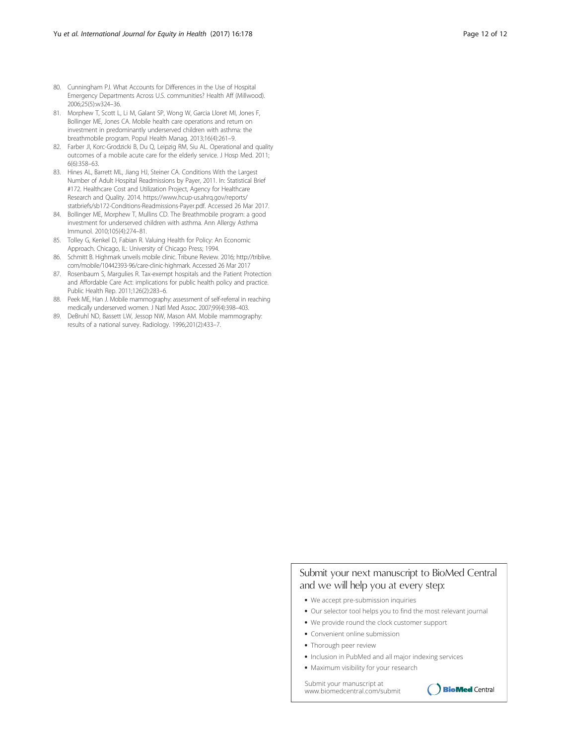80. Cunningham PJ. What Accounts for Differences in the Use of Hospital Emergency Departments Across U.S. communities? Health Aff (Millwood). 2006;25(5):w324–36.
81. Morphew T, Scott L, Li M, Galant SP, Wong W, Garcia Lloret MI, Jones F, Bollinger ME, Jones CA. Mobile health care operations and return on investment in predominantly underserved children with asthma: the breathmobile program. Popul Health Manag. 2013;16(4):261–9.
82. Farber JI, Korc-Grodzicki B, Du Q, Leipzig RM, Siu AL. Operational and quality outcomes of a mobile acute care for the elderly service. J Hosp Med. 2011; 6(6):358–63.
83. Hines AL, Barrett ML, Jiang HJ, Steiner CA. Conditions With the Largest Number of Adult Hospital Readmissions by Payer, 2011. In: Statistical Brief #172. Healthcare Cost and Utilization Project, Agency for Healthcare Research and Quality. 2014. https://www.hcup-us.ahrq.gov/reports/statbriefs/sb172-Conditions-Readmissions-Payer.pdf. Accessed 26 Mar 2017.
84. Bollinger ME, Morphew T, Mullins CD. The Breathmobile program: a good investment for underserved children with asthma. Ann Allergy Asthma Immunol. 2010;105(4):274–81.
85. Tolley G, Kenkel D, Fabian R. Valuing Health for Policy: An Economic Approach. Chicago, IL: University of Chicago Press; 1994.
86. Schmitt B. Highmark unveils mobile clinic. Tribune Review. 2016; http://triblive.com/mobile/10442393-96/care-clinic-highmark. Accessed 26 Mar 2017
87. Rosenbaum S, Margulies R. Tax-exempt hospitals and the Patient Protection and Affordable Care Act: implications for public health policy and practice. Public Health Rep. 2011;126(2):283–6.
88. Peek ME, Han J. Mobile mammography: assessment of self-referral in reaching medically underserved women. J Natl Med Assoc. 2007;99(4):398–403.
89. DeBruhl ND, Bassett LW, Jessop NW, Mason AM. Mobile mammography: results of a national survey. Radiology. 1996;201(2):433–7.

Submit your next manuscript to BioMed Central and we will help you at every step:

- We accept pre-submission inquiries
- Our selector tool helps you to find the most relevant journal
- We provide round the clock customer support
- Convenient online submission
- Thorough peer review
- Inclusion in PubMed and all major indexing services
- Maximum visibility for your research

Submit your manuscript at www.biomedcentral.com/submit

BioMed Central